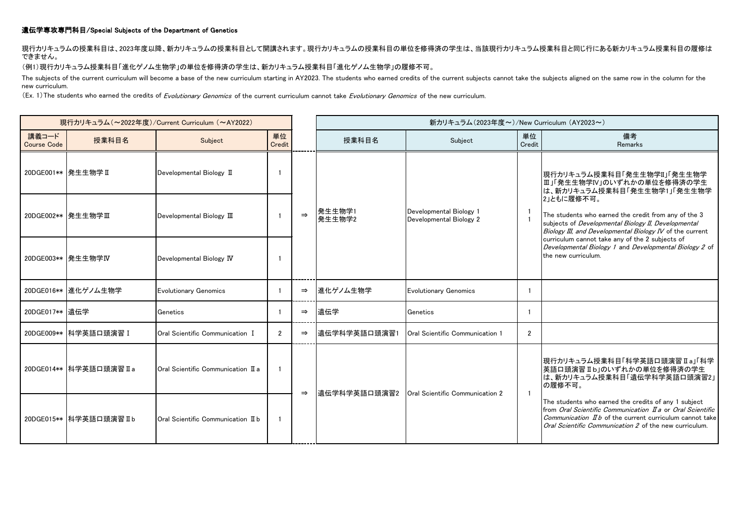#### 遺伝学専攻専門科目/Special Subjects of the Department of Genetics

現行カリキュラムの授業科目は、2023年度以降、新カリキュラムの授業科目として開講されます。現行カリキュラムの授業科目の単位を修得済の学生は、当該現行カリキュラム授業科目と同じ行にある新カリキュラム授業科目の履修はできません。

（例1）現行カリキュラム授業科目「進化ゲノム生物学」の単位を修得済の学生は、新カリキュラム授業科目「進化ゲノム生物学」の履修不可。

The subjects of the current curriculum will become a base of the new curriculum starting in AY2023. The students who earned credits of the current subjects cannot take the subjects aligned on the same row in the column for the new curriculum.

（Ex. 1）The students who earned the credits of *Evolutionary Genomics* of the current curriculum cannot take *Evolutionary Genomics* of the new curriculum.

| 現行カリキュラム（～2022年度）/Current Curriculum （～AY2022） | | | | | 新カリキュラム（2023年度～）/New Curriculum （AY2023～） | | | |
|---|---|---|---|---|---|---|---|---|
| 講義コード Course Code | 授業科目名 | Subject | 単位 Credit | | 授業科目名 | Subject | 単位 Credit | 備考 Remarks |
| 20DGE001** | 発生生物学Ⅱ | Developmental Biology Ⅱ | 1 | ⇒ | 発生生物学1<br>発生生物学2 | Developmental Biology 1<br>Developmental Biology 2 | 1<br>1 | 現行カリキュラム授業科目「発生生物学Ⅱ」「発生生物学Ⅲ」「発生生物学Ⅳ」のいずれかの単位を修得済の学生は、新カリキュラム授業科目「発生生物学1」「発生生物学2」ともに履修不可。<br>The students who earned the credit from any of the 3 subjects of *Developmental Biology Ⅱ, Developmental Biology Ⅲ, and Developmental Biology Ⅳ* of the current curriculum cannot take any of the 2 subjects of *Developmental Biology 1* and *Developmental Biology 2* of the new curriculum. |
| 20DGE002** | 発生生物学Ⅲ | Developmental Biology Ⅲ | 1 | | | | | |
| 20DGE003** | 発生生物学Ⅳ | Developmental Biology Ⅳ | 1 | | | | | |
| 20DGE016** | 進化ゲノム生物学 | Evolutionary Genomics | 1 | ⇒ | 進化ゲノム生物学 | Evolutionary Genomics | 1 | |
| 20DGE017** | 遺伝学 | Genetics | 1 | ⇒ | 遺伝学 | Genetics | 1 | |
| 20DGE009** | 科学英語口頭演習Ⅰ | Oral Scientific Communication Ⅰ | 2 | ⇒ | 遺伝学科学英語口頭演習1 | Oral Scientific Communication 1 | 2 | |
| 20DGE014** | 科学英語口頭演習Ⅱa | Oral Scientific Communication Ⅱa | 1 | ⇒ | 遺伝学科学英語口頭演習2 | Oral Scientific Communication 2 | 1 | 現行カリキュラム授業科目「科学英語口頭演習Ⅱa」「科学英語口頭演習Ⅱb」のいずれかの単位を修得済の学生は、新カリキュラム授業科目「遺伝学科学英語口頭演習2」の履修不可。<br>The students who earned the credits of any 1 subject from *Oral Scientific Communication Ⅱa* or *Oral Scientific Communication Ⅱb* of the current curriculum cannot take *Oral Scientific Communication 2* of the new curriculum. |
| 20DGE015** | 科学英語口頭演習Ⅱb | Oral Scientific Communication Ⅱb | 1 | | | | | |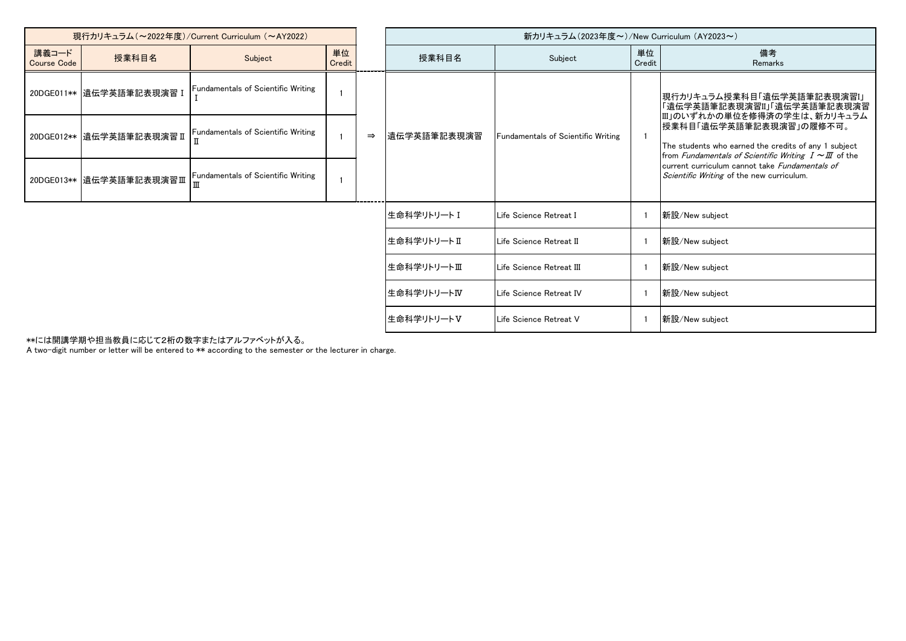| 現行カリキュラム（～2022年度）/Current Curriculum（～AY2022） | | | | | 新カリキュラム（2023年度～）/New Curriculum（AY2023～） | | | |
|---|---|---|---|---|---|---|---|---|
| 講義コード Course Code | 授業科目名 | Subject | 単位 Credit | | 授業科目名 | Subject | 単位 Credit | 備考 Remarks |
| 20DGE011** | 遺伝学英語筆記表現演習Ⅰ | Fundamentals of Scientific Writing Ⅰ | 1 | ⇒ | 遺伝学英語筆記表現演習 | Fundamentals of Scientific Writing | 1 | 現行カリキュラム授業科目「遺伝学英語筆記表現演習Ⅰ」「遺伝学英語筆記表現演習Ⅱ」「遺伝学英語筆記表現演習Ⅲ」のいずれかの単位を修得済の学生は、新カリキュラム授業科目「遺伝学英語筆記表現演習」の履修不可。The students who earned the credits of any 1 subject from *Fundamentals of Scientific Writing* Ⅰ～Ⅲ of the current curriculum cannot take *Fundamentals of Scientific Writing* of the new curriculum. |
| 20DGE012** | 遺伝学英語筆記表現演習Ⅱ | Fundamentals of Scientific Writing Ⅱ | 1 | | | | | |
| 20DGE013** | 遺伝学英語筆記表現演習Ⅲ | Fundamentals of Scientific Writing Ⅲ | 1 | | | | | |
| | | | | | 生命科学リトリートⅠ | Life Science Retreat Ⅰ | 1 | 新設/New subject |
| | | | | | 生命科学リトリートⅡ | Life Science Retreat Ⅱ | 1 | 新設/New subject |
| | | | | | 生命科学リトリートⅢ | Life Science Retreat Ⅲ | 1 | 新設/New subject |
| | | | | | 生命科学リトリートⅣ | Life Science Retreat Ⅳ | 1 | 新設/New subject |
| | | | | | 生命科学リトリートⅤ | Life Science Retreat Ⅴ | 1 | 新設/New subject |

**には開講学期や担当教員に応じて2桁の数字またはアルファベットが入る。

A two-digit number or letter will be entered to ** according to the semester or the lecturer in charge.